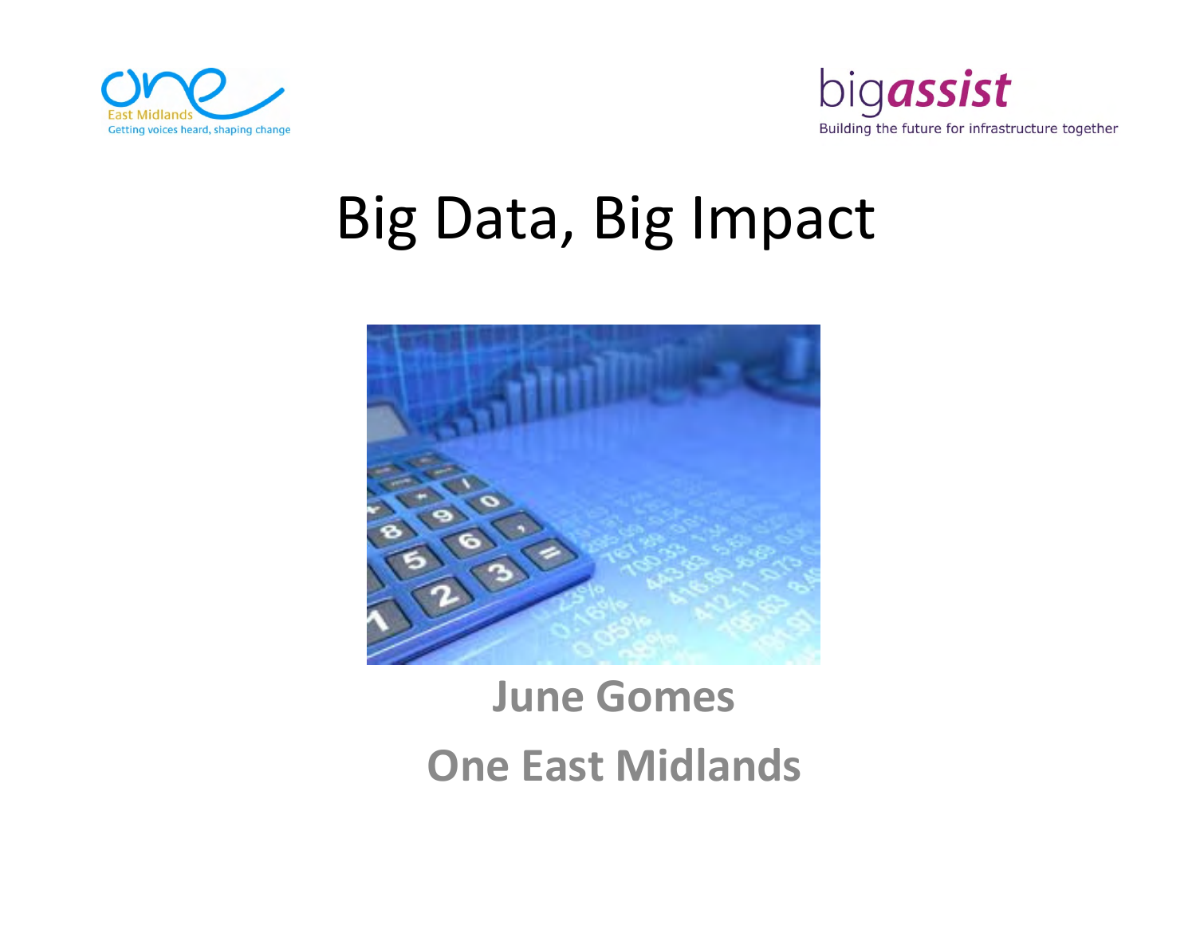one East Midlands — Getting voices heard, shaping change

bigassist — Building the future for infrastructure together

# Big Data, Big Impact

**June Gomes**

**One East Midlands**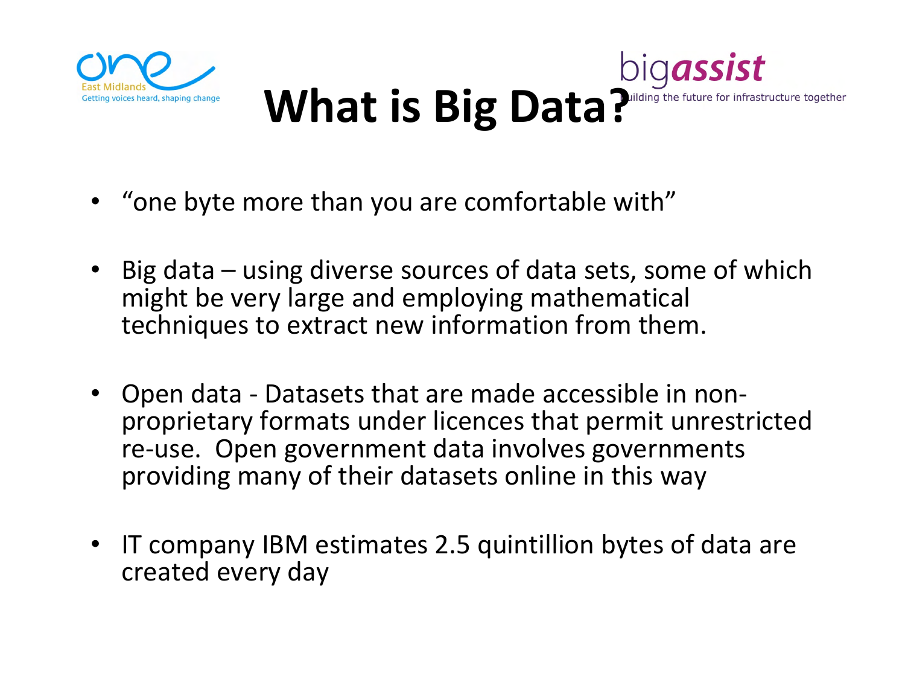# What is Big Data?

- "one byte more than you are comfortable with"
- Big data – using diverse sources of data sets, some of which might be very large and employing mathematical techniques to extract new information from them.
- Open data - Datasets that are made accessible in non-proprietary formats under licences that permit unrestricted re-use. Open government data involves governments providing many of their datasets online in this way
- IT company IBM estimates 2.5 quintillion bytes of data are created every day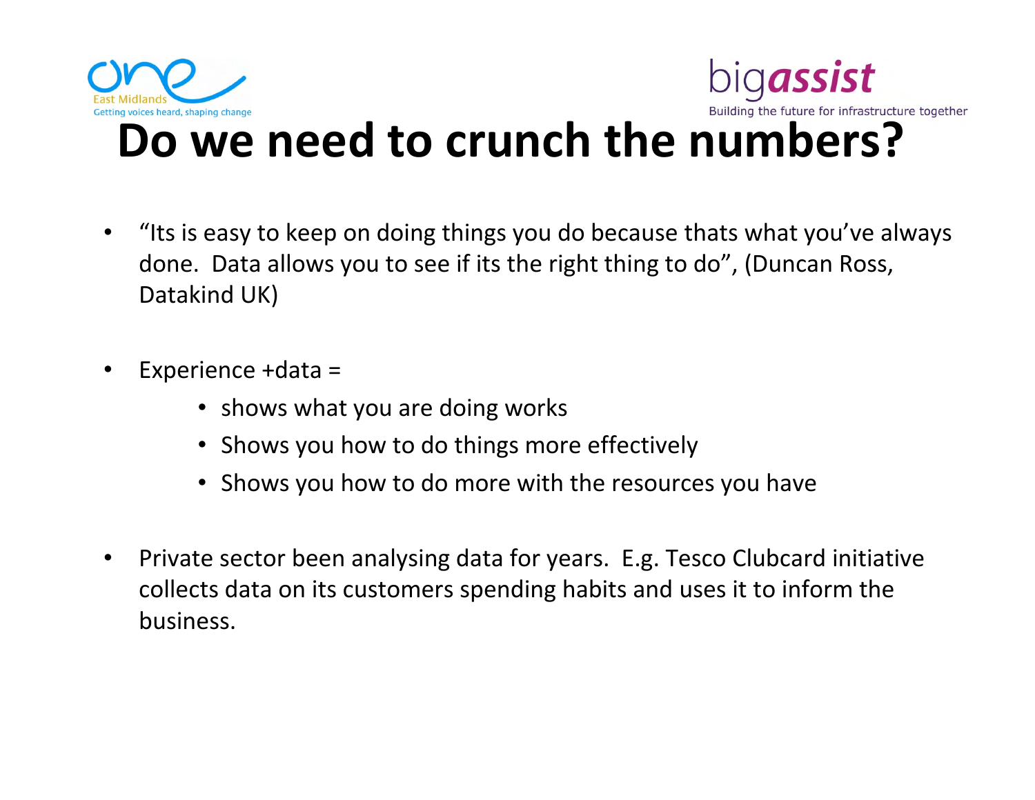# Do we need to crunch the numbers?

- “Its is easy to keep on doing things you do because thats what you’ve always done. Data allows you to see if its the right thing to do”, (Duncan Ross, Datakind UK)

- Experience +data =
  - shows what you are doing works
  - Shows you how to do things more effectively
  - Shows you how to do more with the resources you have

- Private sector been analysing data for years. E.g. Tesco Clubcard initiative collects data on its customers spending habits and uses it to inform the business.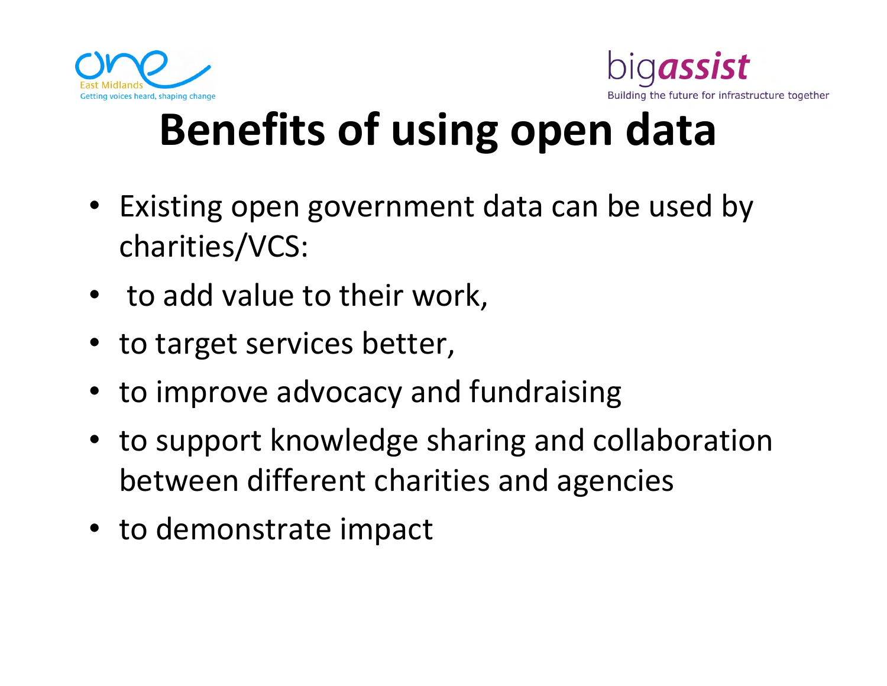# Benefits of using open data

- Existing open government data can be used by charities/VCS:
- to add value to their work,
- to target services better,
- to improve advocacy and fundraising
- to support knowledge sharing and collaboration between different charities and agencies
- to demonstrate impact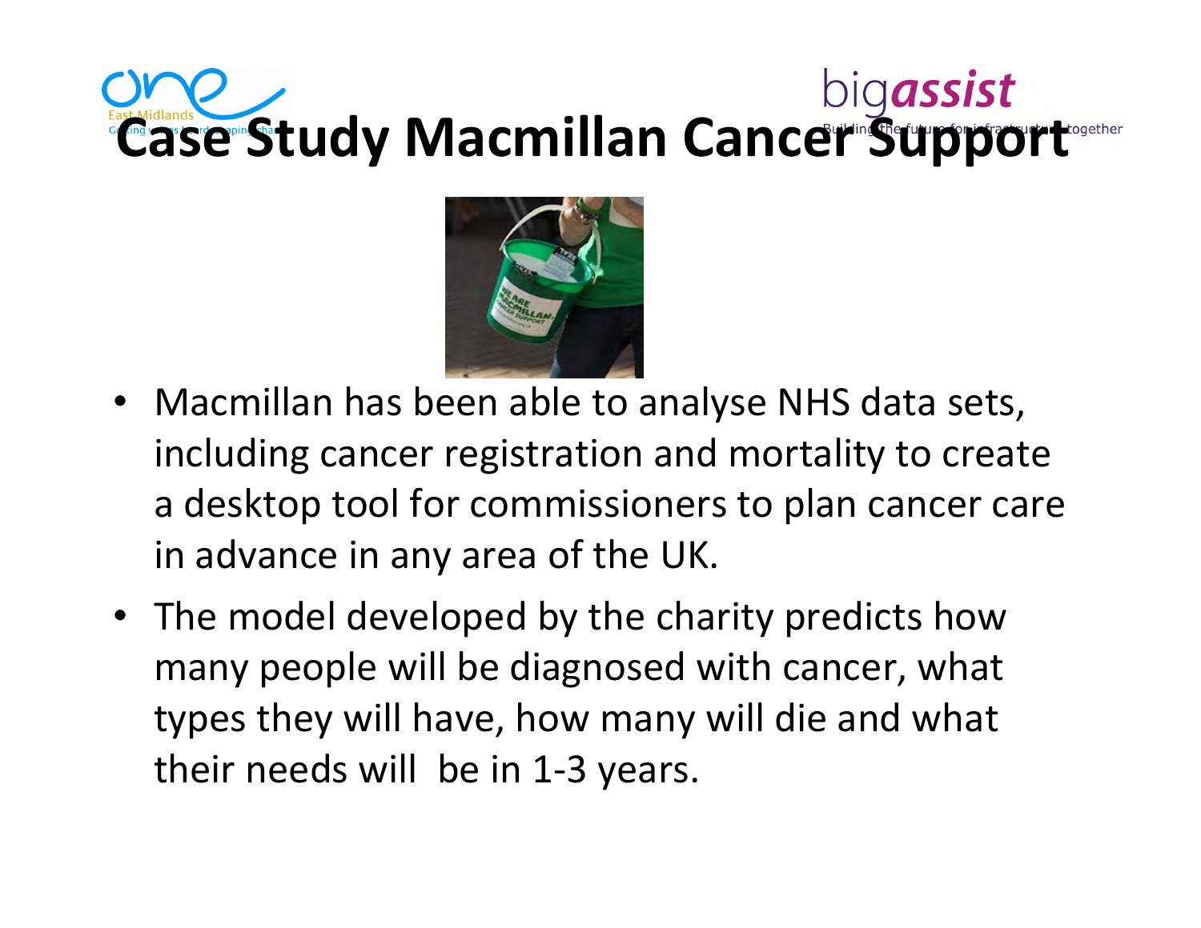# Case Study Macmillan Cancer Support

- Macmillan has been able to analyse NHS data sets, including cancer registration and mortality to create a desktop tool for commissioners to plan cancer care in advance in any area of the UK.
- The model developed by the charity predicts how many people will be diagnosed with cancer, what types they will have, how many will die and what their needs will be in 1-3 years.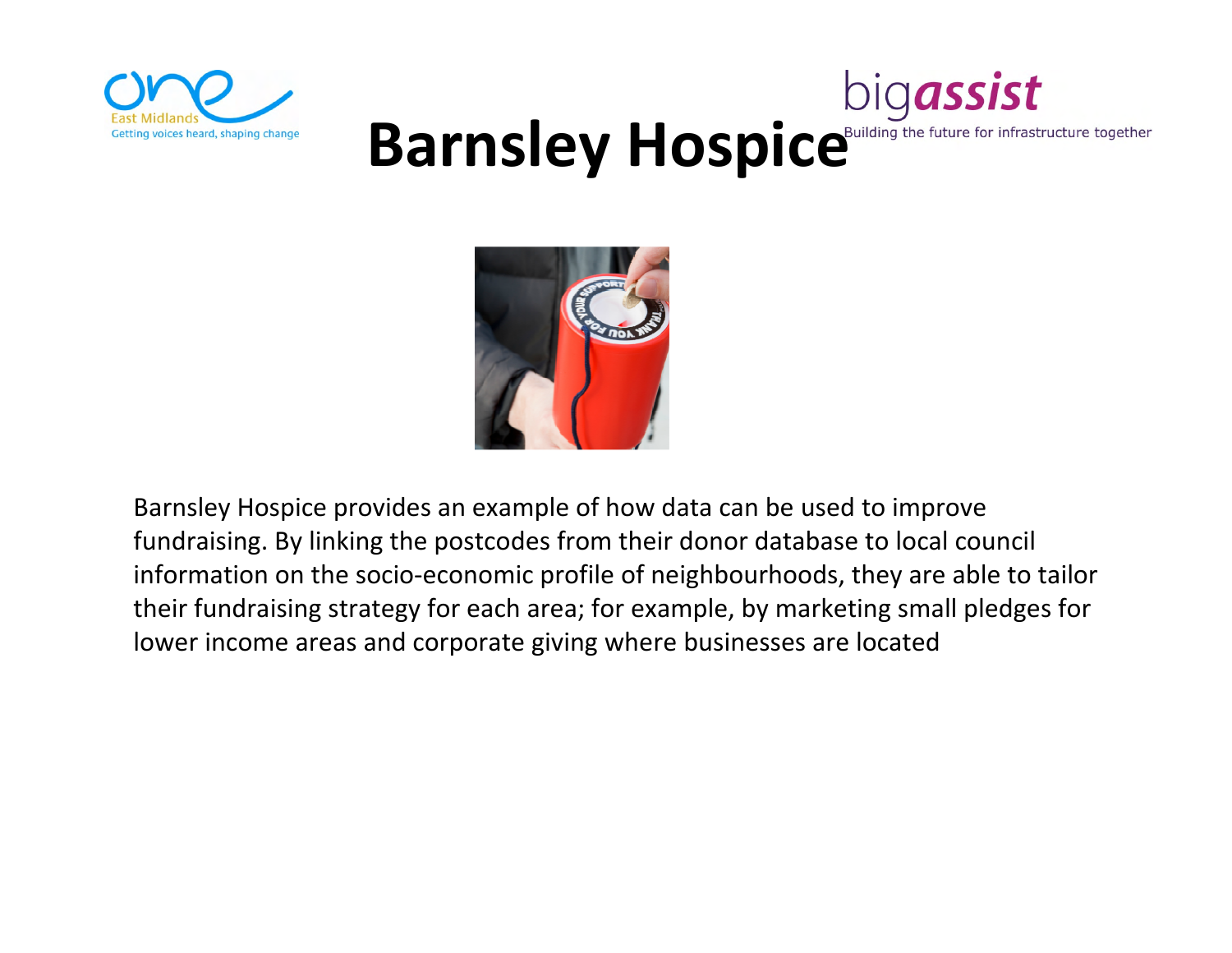# Barnsley Hospice

Barnsley Hospice provides an example of how data can be used to improve fundraising. By linking the postcodes from their donor database to local council information on the socio-economic profile of neighbourhoods, they are able to tailor their fundraising strategy for each area; for example, by marketing small pledges for lower income areas and corporate giving where businesses are located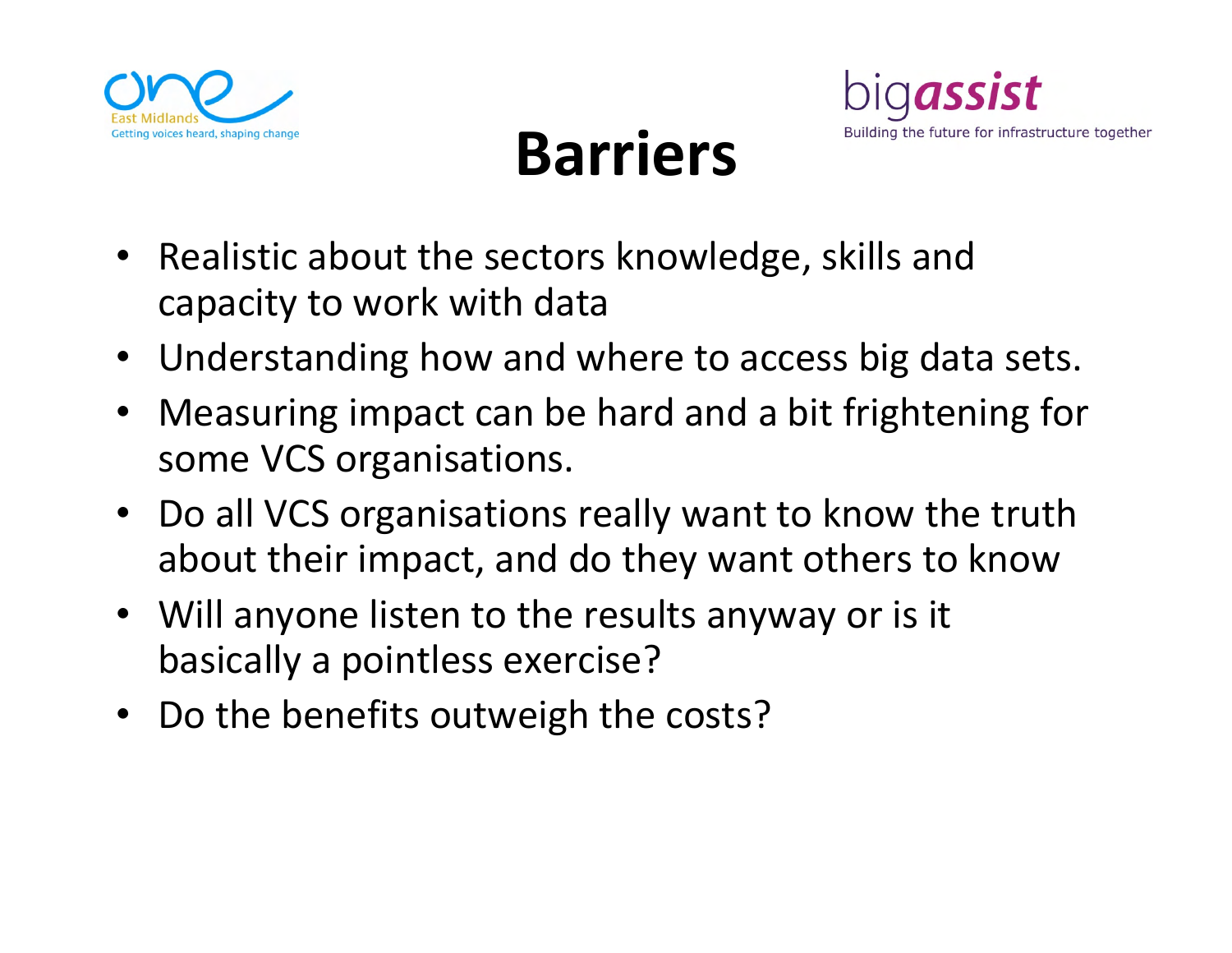# Barriers

- Realistic about the sectors knowledge, skills and capacity to work with data
- Understanding how and where to access big data sets.
- Measuring impact can be hard and a bit frightening for some VCS organisations.
- Do all VCS organisations really want to know the truth about their impact, and do they want others to know
- Will anyone listen to the results anyway or is it basically a pointless exercise?
- Do the benefits outweigh the costs?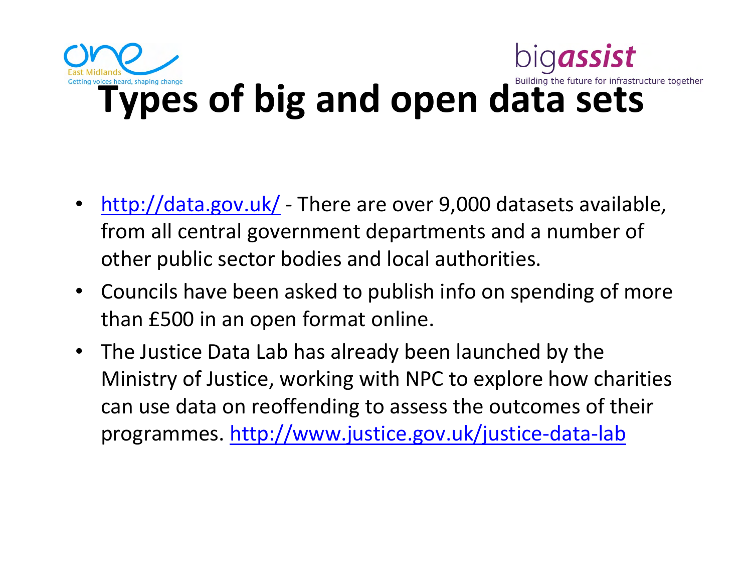# Types of big and open data sets

- http://data.gov.uk/ - There are over 9,000 datasets available, from all central government departments and a number of other public sector bodies and local authorities.
- Councils have been asked to publish info on spending of more than £500 in an open format online.
- The Justice Data Lab has already been launched by the Ministry of Justice, working with NPC to explore how charities can use data on reoffending to assess the outcomes of their programmes. http://www.justice.gov.uk/justice-data-lab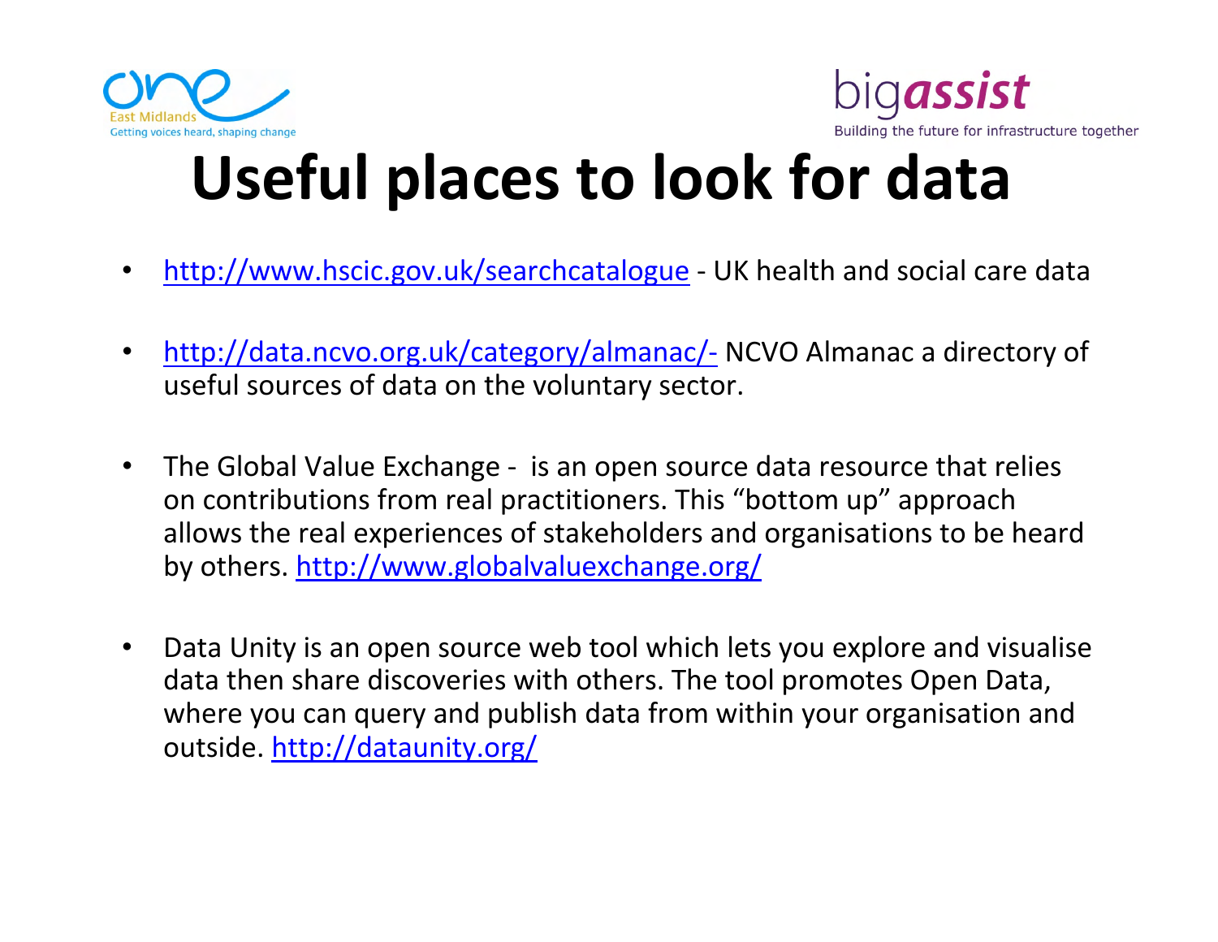# Useful places to look for data

- http://www.hscic.gov.uk/searchcatalogue - UK health and social care data
- http://data.ncvo.org.uk/category/almanac/- NCVO Almanac a directory of useful sources of data on the voluntary sector.
- The Global Value Exchange - is an open source data resource that relies on contributions from real practitioners. This "bottom up" approach allows the real experiences of stakeholders and organisations to be heard by others. http://www.globalvaluexchange.org/
- Data Unity is an open source web tool which lets you explore and visualise data then share discoveries with others. The tool promotes Open Data, where you can query and publish data from within your organisation and outside. http://dataunity.org/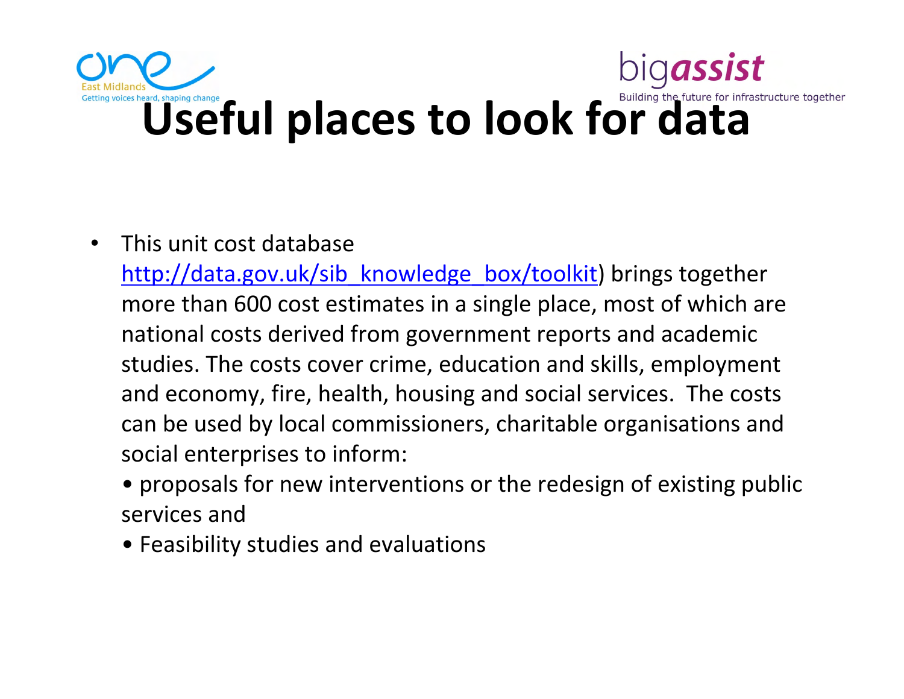# Useful places to look for data

- This unit cost database [http://data.gov.uk/sib_knowledge_box/toolkit](http://data.gov.uk/sib_knowledge_box/toolkit)) brings together more than 600 cost estimates in a single place, most of which are national costs derived from government reports and academic studies. The costs cover crime, education and skills, employment and economy, fire, health, housing and social services. The costs can be used by local commissioners, charitable organisations and social enterprises to inform:
  - proposals for new interventions or the redesign of existing public services and
  - Feasibility studies and evaluations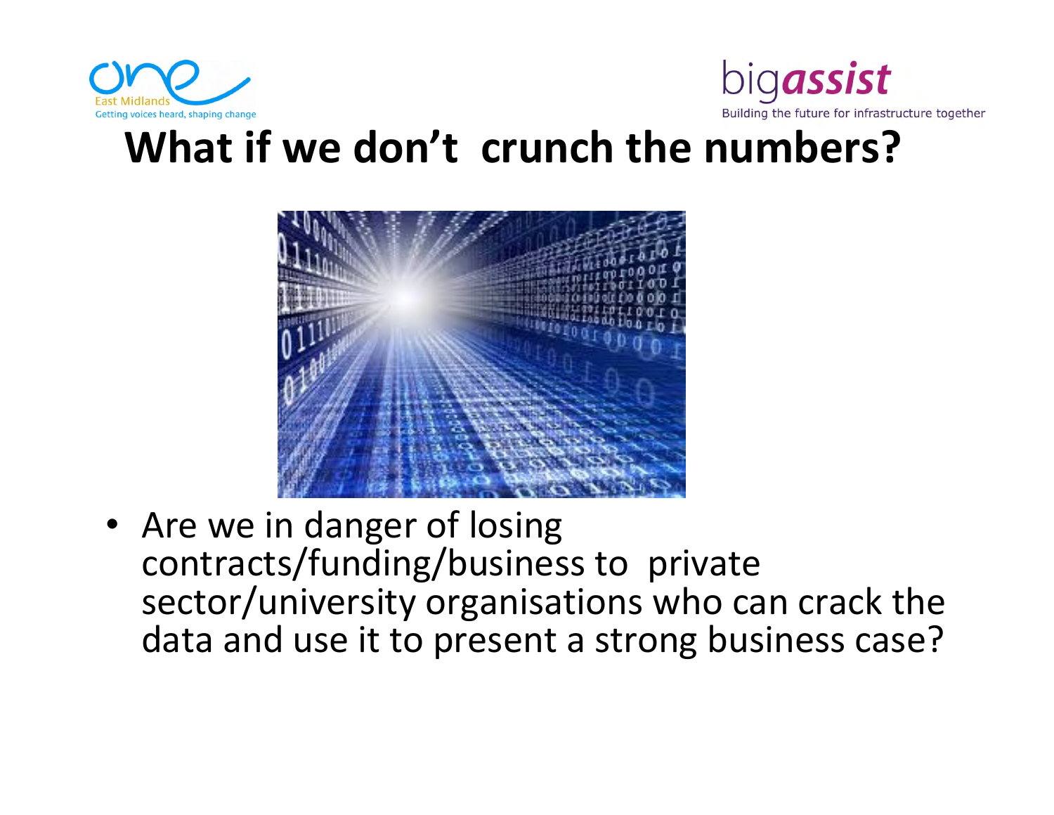# What if we don't crunch the numbers?

- Are we in danger of losing contracts/funding/business to private sector/university organisations who can crack the data and use it to present a strong business case?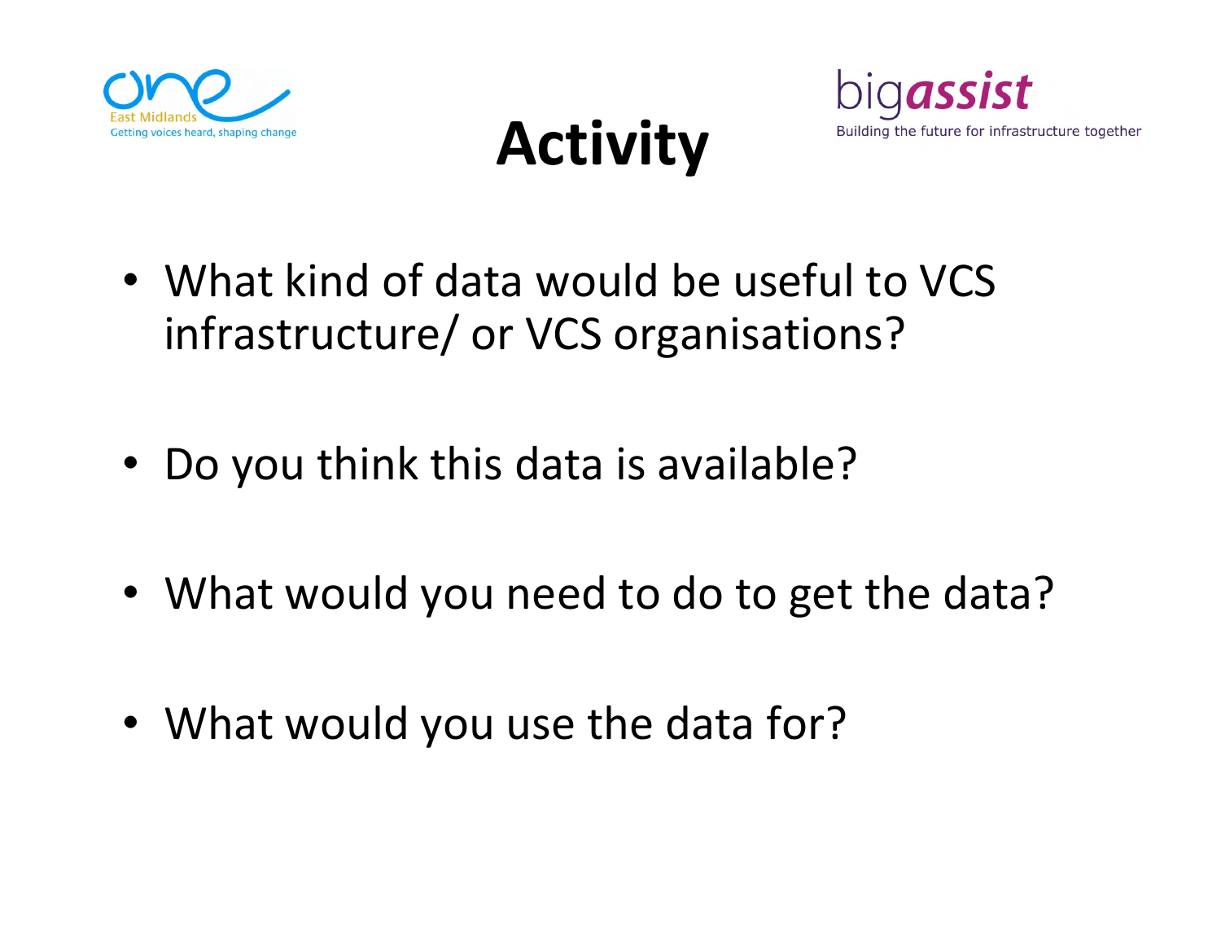# Activity

- What kind of data would be useful to VCS infrastructure/ or VCS organisations?
- Do you think this data is available?
- What would you need to do to get the data?
- What would you use the data for?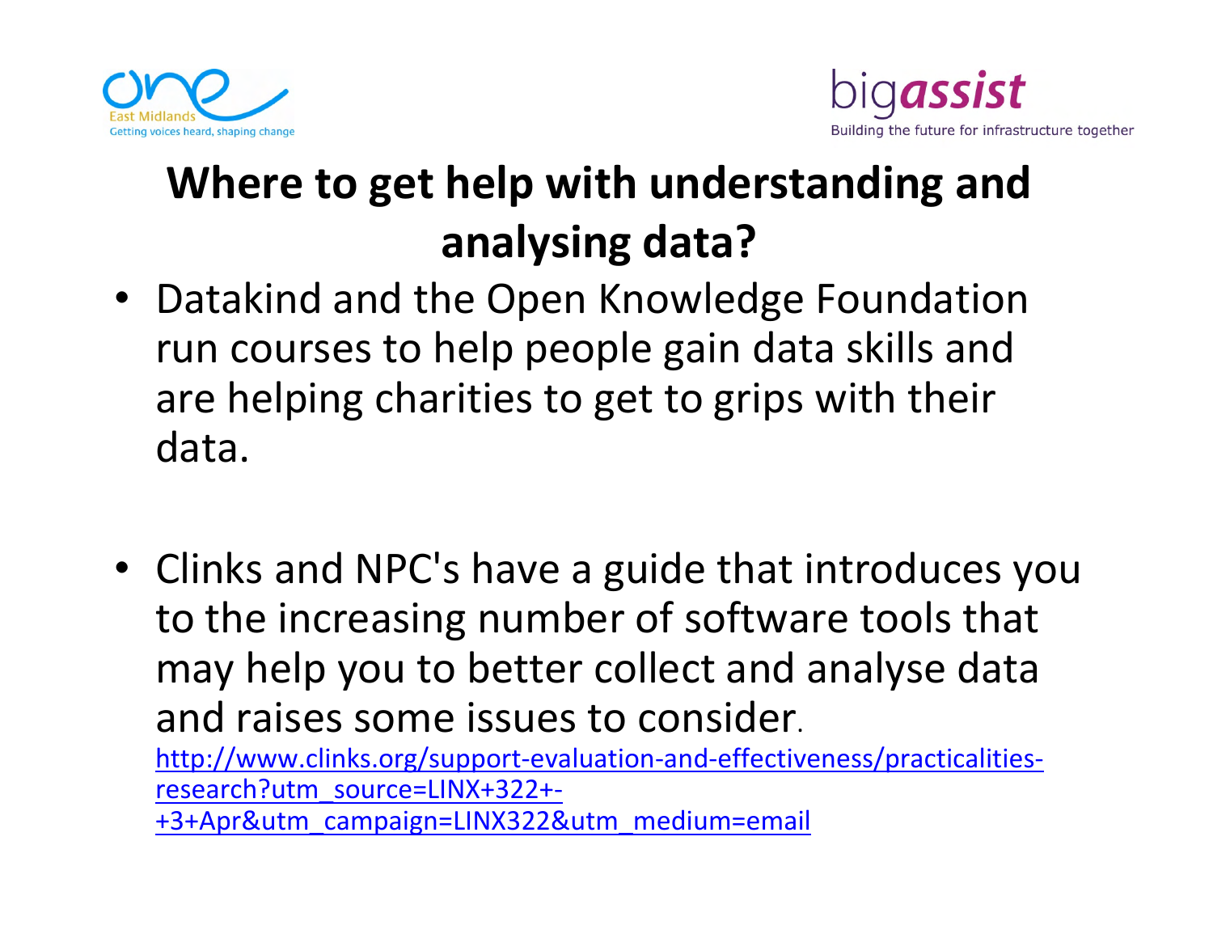One East Midlands
Getting voices heard, shaping change

bigassist
Building the future for infrastructure together

# Where to get help with understanding and analysing data?

- Datakind and the Open Knowledge Foundation run courses to help people gain data skills and are helping charities to get to grips with their data.

- Clinks and NPC's have a guide that introduces you to the increasing number of software tools that may help you to better collect and analyse data and raises some issues to consider. http://www.clinks.org/support-evaluation-and-effectiveness/practicalities-research?utm_source=LINX+322+-+3+Apr&utm_campaign=LINX322&utm_medium=email